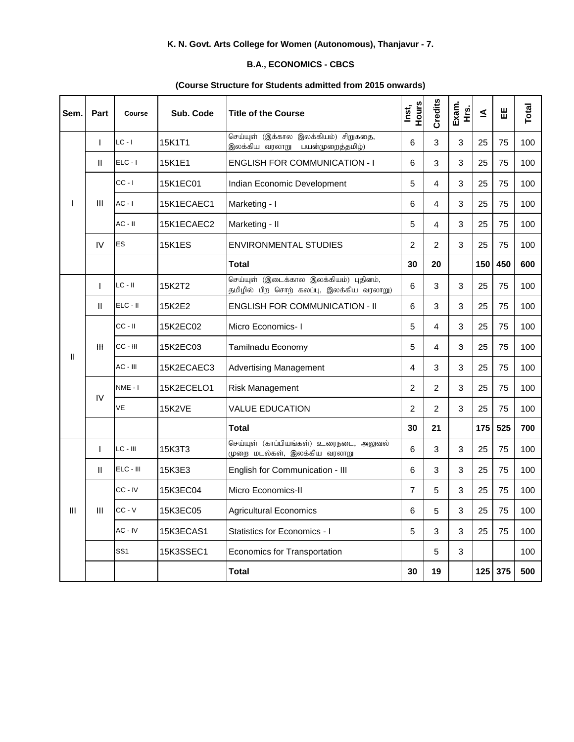**K. N. Govt. Arts College for Women (Autonomous), Thanjavur - 7.**

**B.A., ECONOMICS - CBCS**

**(Course Structure for Students admitted from 2015 onwards)**

| Sem. | Part | Course | Sub. Code | Title of the Course | Inst, Hours | Credits | Exam. Hrs. | IA | EE | Total |
|---|---|---|---|---|---|---|---|---|---|---|
| I | I | LC - I | 15K1T1 | செய்யுள் (இக்கால இலக்கியம்) சிறுகதை, இலக்கிய வரலாறு பயன்முறைத்தமிழ்) | 6 | 3 | 3 | 25 | 75 | 100 |
| | II | ELC - I | 15K1E1 | ENGLISH FOR COMMUNICATION - I | 6 | 3 | 3 | 25 | 75 | 100 |
| | III | CC - I | 15K1EC01 | Indian Economic Development | 5 | 4 | 3 | 25 | 75 | 100 |
| | | AC - I | 15K1ECAEC1 | Marketing - I | 6 | 4 | 3 | 25 | 75 | 100 |
| | | AC - II | 15K1ECAEC2 | Marketing - II | 5 | 4 | 3 | 25 | 75 | 100 |
| | IV | ES | 15K1ES | ENVIRONMENTAL STUDIES | 2 | 2 | 3 | 25 | 75 | 100 |
| | | | | **Total** | **30** | **20** | | **150** | **450** | **600** |
| II | I | LC - II | 15K2T2 | செய்யுள் (இடைக்கால இலக்கியம்) புதினம், தமிழில் பிற சொற் கலப்பு, இலக்கிய வரலாறு) | 6 | 3 | 3 | 25 | 75 | 100 |
| | II | ELC - II | 15K2E2 | ENGLISH FOR COMMUNICATION - II | 6 | 3 | 3 | 25 | 75 | 100 |
| | III | CC - II | 15K2EC02 | Micro Economics- I | 5 | 4 | 3 | 25 | 75 | 100 |
| | | CC - III | 15K2EC03 | Tamilnadu Economy | 5 | 4 | 3 | 25 | 75 | 100 |
| | | AC - III | 15K2ECAEC3 | Advertising Management | 4 | 3 | 3 | 25 | 75 | 100 |
| | IV | NME - I | 15K2ECELO1 | Risk Management | 2 | 2 | 3 | 25 | 75 | 100 |
| | | VE | 15K2VE | VALUE EDUCATION | 2 | 2 | 3 | 25 | 75 | 100 |
| | | | | **Total** | **30** | **21** | | **175** | **525** | **700** |
| III | I | LC - III | 15K3T3 | செய்யுள் (காப்பியங்கள்) உரைநடை, அலுவல் முறை மடல்கள், இலக்கிய வரலாறு | 6 | 3 | 3 | 25 | 75 | 100 |
| | II | ELC - III | 15K3E3 | English for Communication - III | 6 | 3 | 3 | 25 | 75 | 100 |
| | III | CC - IV | 15K3EC04 | Micro Economics-II | 7 | 5 | 3 | 25 | 75 | 100 |
| | | CC - V | 15K3EC05 | Agricultural Economics | 6 | 5 | 3 | 25 | 75 | 100 |
| | | AC - IV | 15K3ECAS1 | Statistics for Economics - I | 5 | 3 | 3 | 25 | 75 | 100 |
| | | SS1 | 15K3SSEC1 | Economics for Transportation | | 5 | 3 | | | 100 |
| | | | | **Total** | **30** | **19** | | **125** | **375** | **500** |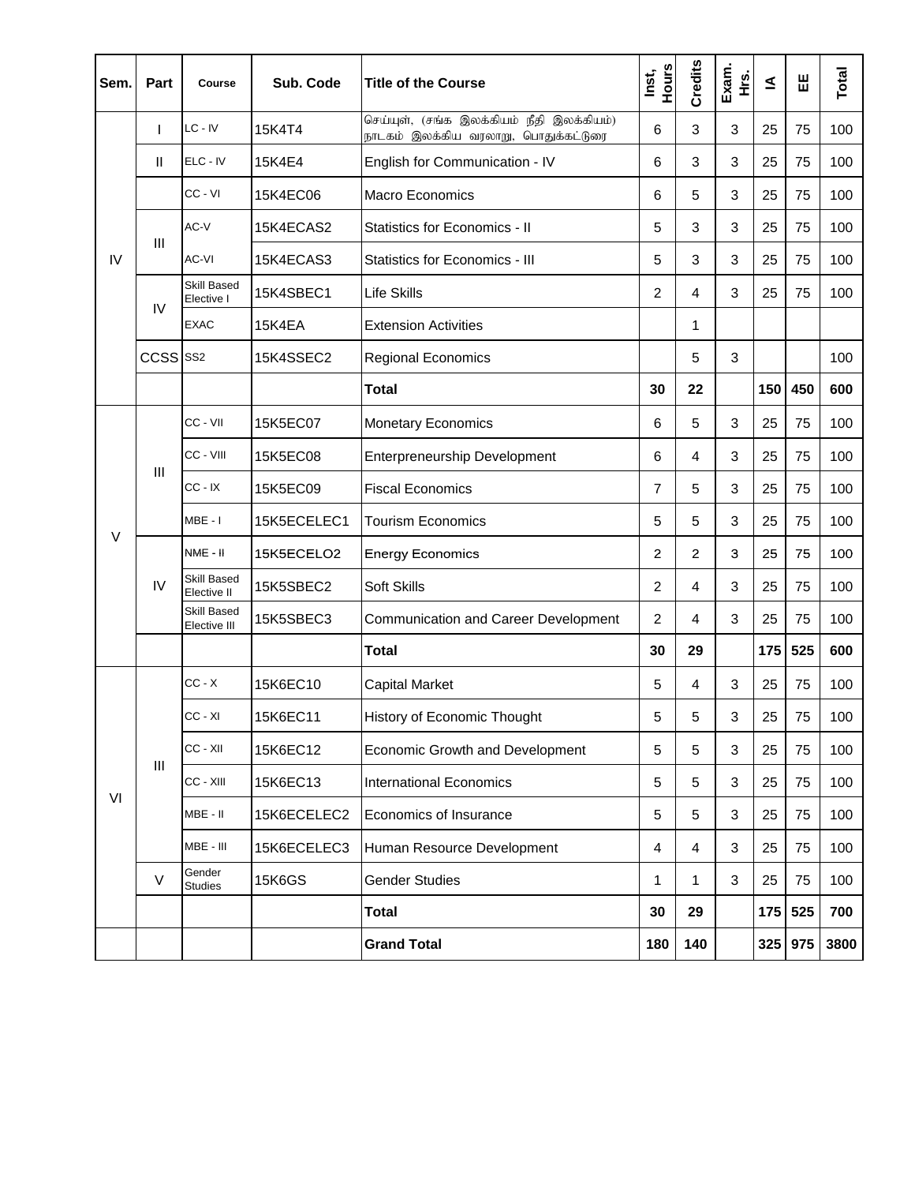| Sem. | Part | Course | Sub. Code | Title of the Course | Inst, Hours | Credits | Exam. Hrs. | IA | EE | Total |
|---|---|---|---|---|---|---|---|---|---|---|
| IV | I | LC - IV | 15K4T4 | செய்யுள், (சங்க இலக்கியம் நீதி இலக்கியம்) நாடகம் இலக்கிய வரலாறு, பொதுக்கட்டுரை | 6 | 3 | 3 | 25 | 75 | 100 |
| | II | ELC - IV | 15K4E4 | English for Communication - IV | 6 | 3 | 3 | 25 | 75 | 100 |
| | | CC - VI | 15K4EC06 | Macro Economics | 6 | 5 | 3 | 25 | 75 | 100 |
| | III | AC-V | 15K4ECAS2 | Statistics for Economics - II | 5 | 3 | 3 | 25 | 75 | 100 |
| | | AC-VI | 15K4ECAS3 | Statistics for Economics - III | 5 | 3 | 3 | 25 | 75 | 100 |
| | IV | Skill Based Elective I | 15K4SBEC1 | Life Skills | 2 | 4 | 3 | 25 | 75 | 100 |
| | | EXAC | 15K4EA | Extension Activities | | 1 | | | | |
| | CCSS | SS2 | 15K4SSEC2 | Regional Economics | | 5 | 3 | | | 100 |
| | | | | **Total** | **30** | **22** | | **150** | **450** | **600** |
| V | III | CC - VII | 15K5EC07 | Monetary Economics | 6 | 5 | 3 | 25 | 75 | 100 |
| | | CC - VIII | 15K5EC08 | Enterpreneurship Development | 6 | 4 | 3 | 25 | 75 | 100 |
| | | CC - IX | 15K5EC09 | Fiscal Economics | 7 | 5 | 3 | 25 | 75 | 100 |
| | | MBE - I | 15K5ECELEC1 | Tourism Economics | 5 | 5 | 3 | 25 | 75 | 100 |
| | IV | NME - II | 15K5ECELO2 | Energy Economics | 2 | 2 | 3 | 25 | 75 | 100 |
| | | Skill Based Elective II | 15K5SBEC2 | Soft Skills | 2 | 4 | 3 | 25 | 75 | 100 |
| | | Skill Based Elective III | 15K5SBEC3 | Communication and Career Development | 2 | 4 | 3 | 25 | 75 | 100 |
| | | | | **Total** | **30** | **29** | | **175** | **525** | **600** |
| VI | III | CC - X | 15K6EC10 | Capital Market | 5 | 4 | 3 | 25 | 75 | 100 |
| | | CC - XI | 15K6EC11 | History of Economic Thought | 5 | 5 | 3 | 25 | 75 | 100 |
| | | CC - XII | 15K6EC12 | Economic Growth and Development | 5 | 5 | 3 | 25 | 75 | 100 |
| | | CC - XIII | 15K6EC13 | International Economics | 5 | 5 | 3 | 25 | 75 | 100 |
| | | MBE - II | 15K6ECELEC2 | Economics of Insurance | 5 | 5 | 3 | 25 | 75 | 100 |
| | | MBE - III | 15K6ECELEC3 | Human Resource Development | 4 | 4 | 3 | 25 | 75 | 100 |
| | V | Gender Studies | 15K6GS | Gender Studies | 1 | 1 | 3 | 25 | 75 | 100 |
| | | | | **Total** | **30** | **29** | | **175** | **525** | **700** |
| | | | | **Grand Total** | **180** | **140** | | **325** | **975** | **3800** |